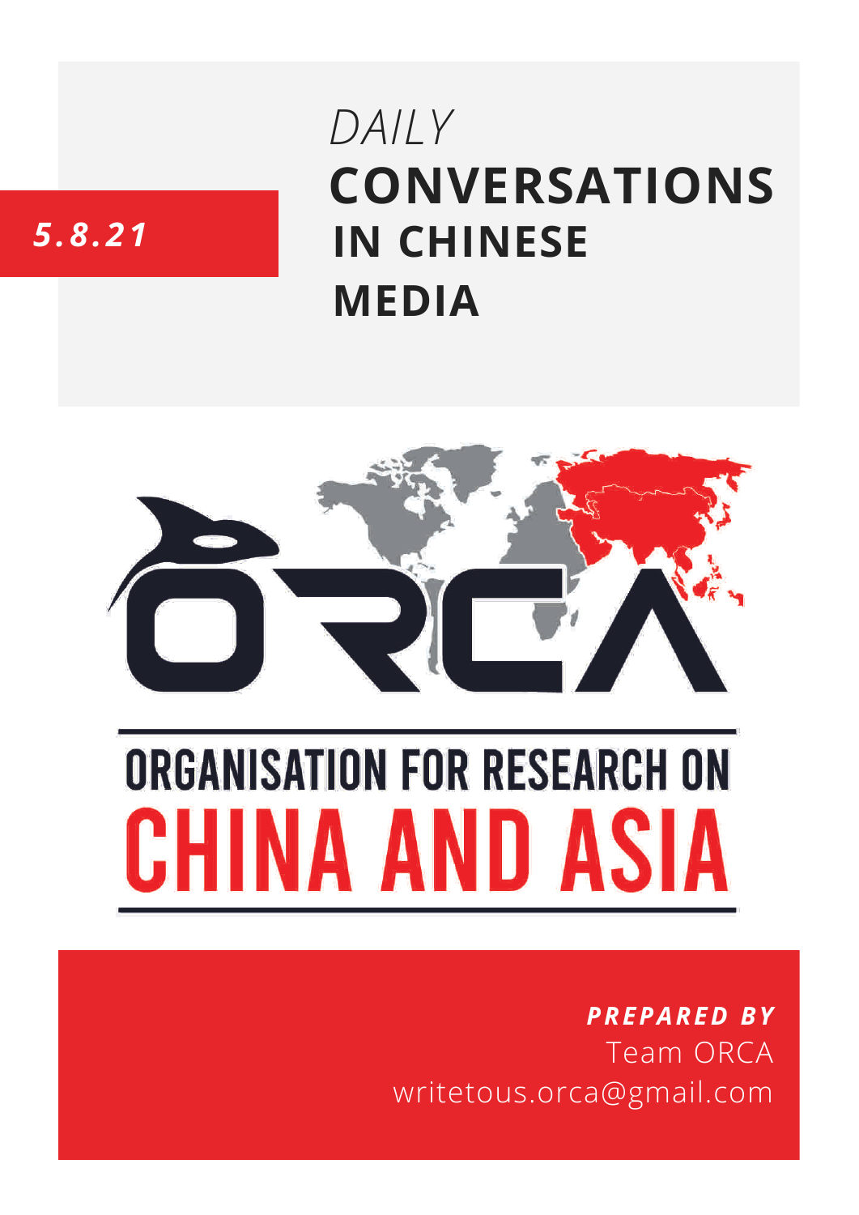5.8.21

# *DAILY* CONVERSATIONS IN CHINESE MEDIA

ORCA

ORGANISATION FOR RESEARCH ON CHINA AND ASIA

***PREPARED BY***
Team ORCA
writetous.orca@gmail.com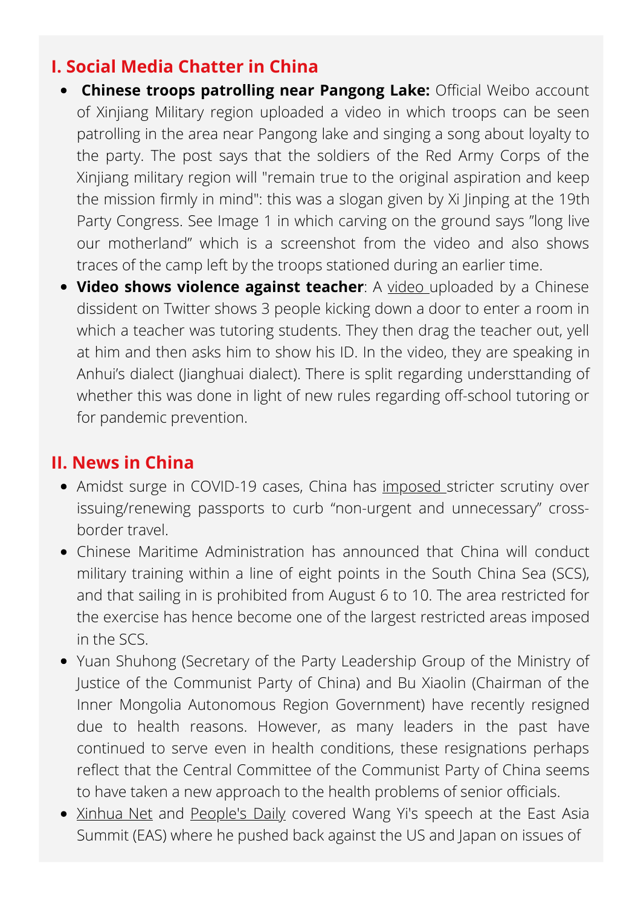## I. Social Media Chatter in China

- **Chinese troops patrolling near Pangong Lake:** Official Weibo account of Xinjiang Military region uploaded a video in which troops can be seen patrolling in the area near Pangong lake and singing a song about loyalty to the party. The post says that the soldiers of the Red Army Corps of the Xinjiang military region will "remain true to the original aspiration and keep the mission firmly in mind": this was a slogan given by Xi Jinping at the 19th Party Congress. See Image 1 in which carving on the ground says "long live our motherland" which is a screenshot from the video and also shows traces of the camp left by the troops stationed during an earlier time.
- **Video shows violence against teacher**: A video uploaded by a Chinese dissident on Twitter shows 3 people kicking down a door to enter a room in which a teacher was tutoring students. They then drag the teacher out, yell at him and then asks him to show his ID. In the video, they are speaking in Anhui's dialect (Jianghuai dialect). There is split regarding understtanding of whether this was done in light of new rules regarding off-school tutoring or for pandemic prevention.

## II. News in China

- Amidst surge in COVID-19 cases, China has imposed stricter scrutiny over issuing/renewing passports to curb "non-urgent and unnecessary" cross-border travel.
- Chinese Maritime Administration has announced that China will conduct military training within a line of eight points in the South China Sea (SCS), and that sailing in is prohibited from August 6 to 10. The area restricted for the exercise has hence become one of the largest restricted areas imposed in the SCS.
- Yuan Shuhong (Secretary of the Party Leadership Group of the Ministry of Justice of the Communist Party of China) and Bu Xiaolin (Chairman of the Inner Mongolia Autonomous Region Government) have recently resigned due to health reasons. However, as many leaders in the past have continued to serve even in health conditions, these resignations perhaps reflect that the Central Committee of the Communist Party of China seems to have taken a new approach to the health problems of senior officials.
- Xinhua Net and People's Daily covered Wang Yi's speech at the East Asia Summit (EAS) where he pushed back against the US and Japan on issues of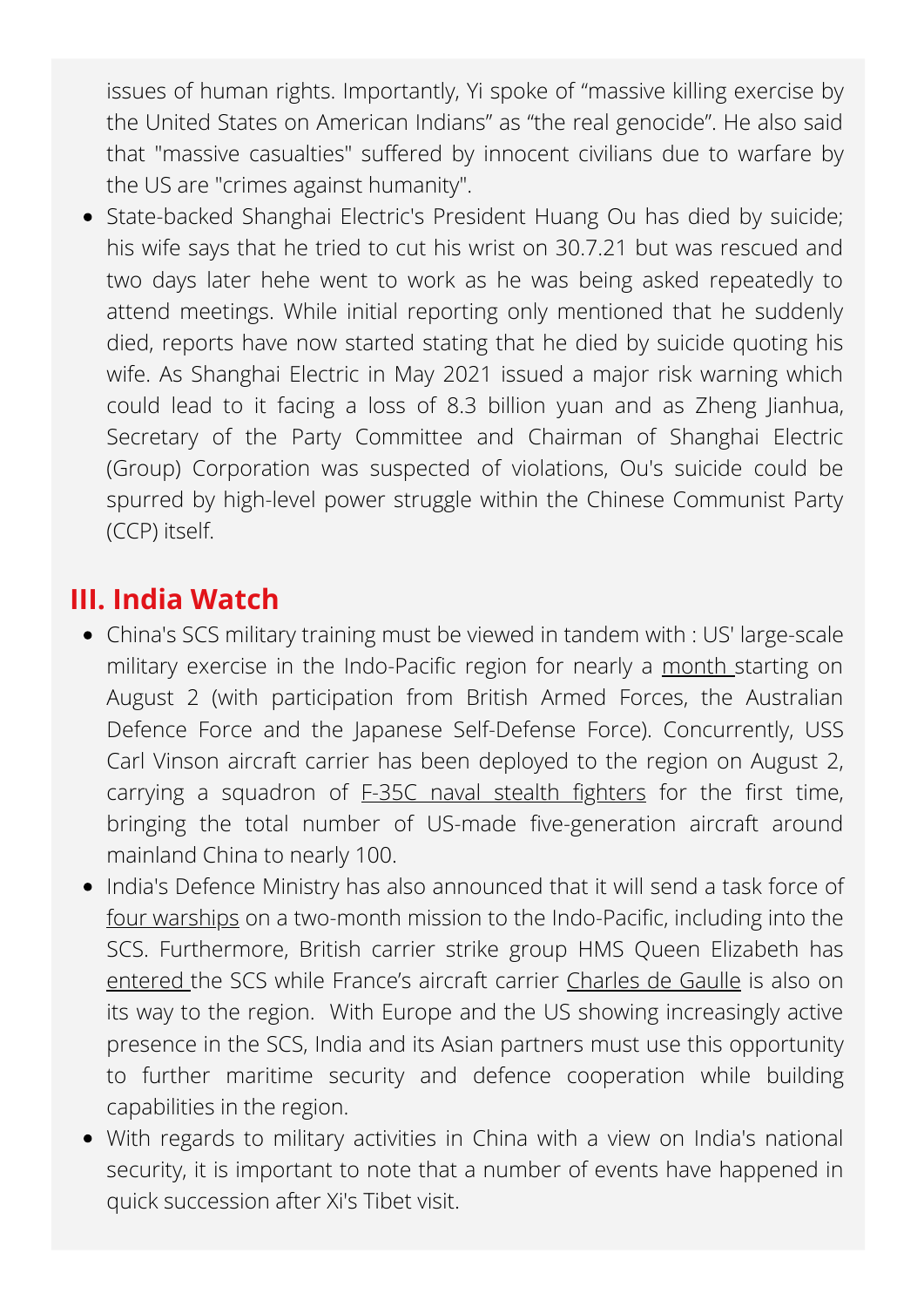issues of human rights. Importantly, Yi spoke of “massive killing exercise by the United States on American Indians” as “the real genocide”. He also said that "massive casualties" suffered by innocent civilians due to warfare by the US are "crimes against humanity".

- State-backed Shanghai Electric's President Huang Ou has died by suicide; his wife says that he tried to cut his wrist on 30.7.21 but was rescued and two days later hehe went to work as he was being asked repeatedly to attend meetings. While initial reporting only mentioned that he suddenly died, reports have now started stating that he died by suicide quoting his wife. As Shanghai Electric in May 2021 issued a major risk warning which could lead to it facing a loss of 8.3 billion yuan and as Zheng Jianhua, Secretary of the Party Committee and Chairman of Shanghai Electric (Group) Corporation was suspected of violations, Ou's suicide could be spurred by high-level power struggle within the Chinese Communist Party (CCP) itself.

## III. India Watch

- China's SCS military training must be viewed in tandem with : US' large-scale military exercise in the Indo-Pacific region for nearly a month starting on August 2 (with participation from British Armed Forces, the Australian Defence Force and the Japanese Self-Defense Force). Concurrently, USS Carl Vinson aircraft carrier has been deployed to the region on August 2, carrying a squadron of F-35C naval stealth fighters for the first time, bringing the total number of US-made five-generation aircraft around mainland China to nearly 100.
- India's Defence Ministry has also announced that it will send a task force of four warships on a two-month mission to the Indo-Pacific, including into the SCS. Furthermore, British carrier strike group HMS Queen Elizabeth has entered the SCS while France’s aircraft carrier Charles de Gaulle is also on its way to the region. With Europe and the US showing increasingly active presence in the SCS, India and its Asian partners must use this opportunity to further maritime security and defence cooperation while building capabilities in the region.
- With regards to military activities in China with a view on India's national security, it is important to note that a number of events have happened in quick succession after Xi's Tibet visit.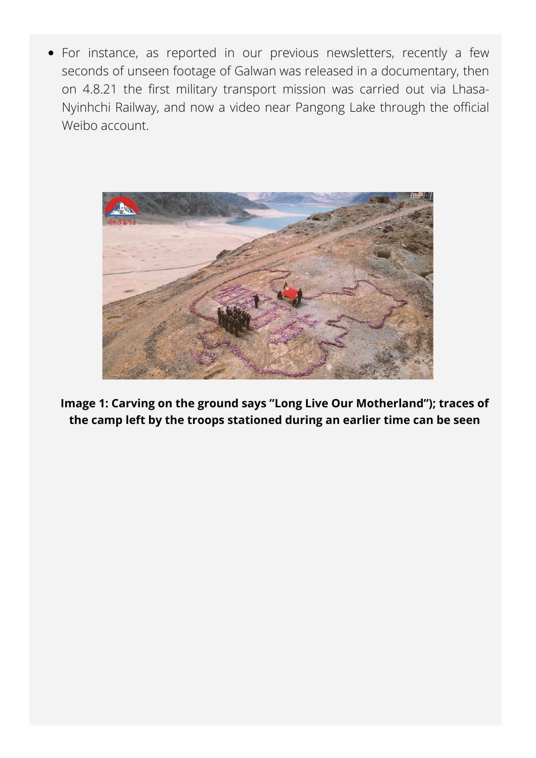- For instance, as reported in our previous newsletters, recently a few seconds of unseen footage of Galwan was released in a documentary, then on 4.8.21 the first military transport mission was carried out via Lhasa-Nyinhchi Railway, and now a video near Pangong Lake through the official Weibo account.

**Image 1: Carving on the ground says "Long Live Our Motherland"); traces of the camp left by the troops stationed during an earlier time can be seen**